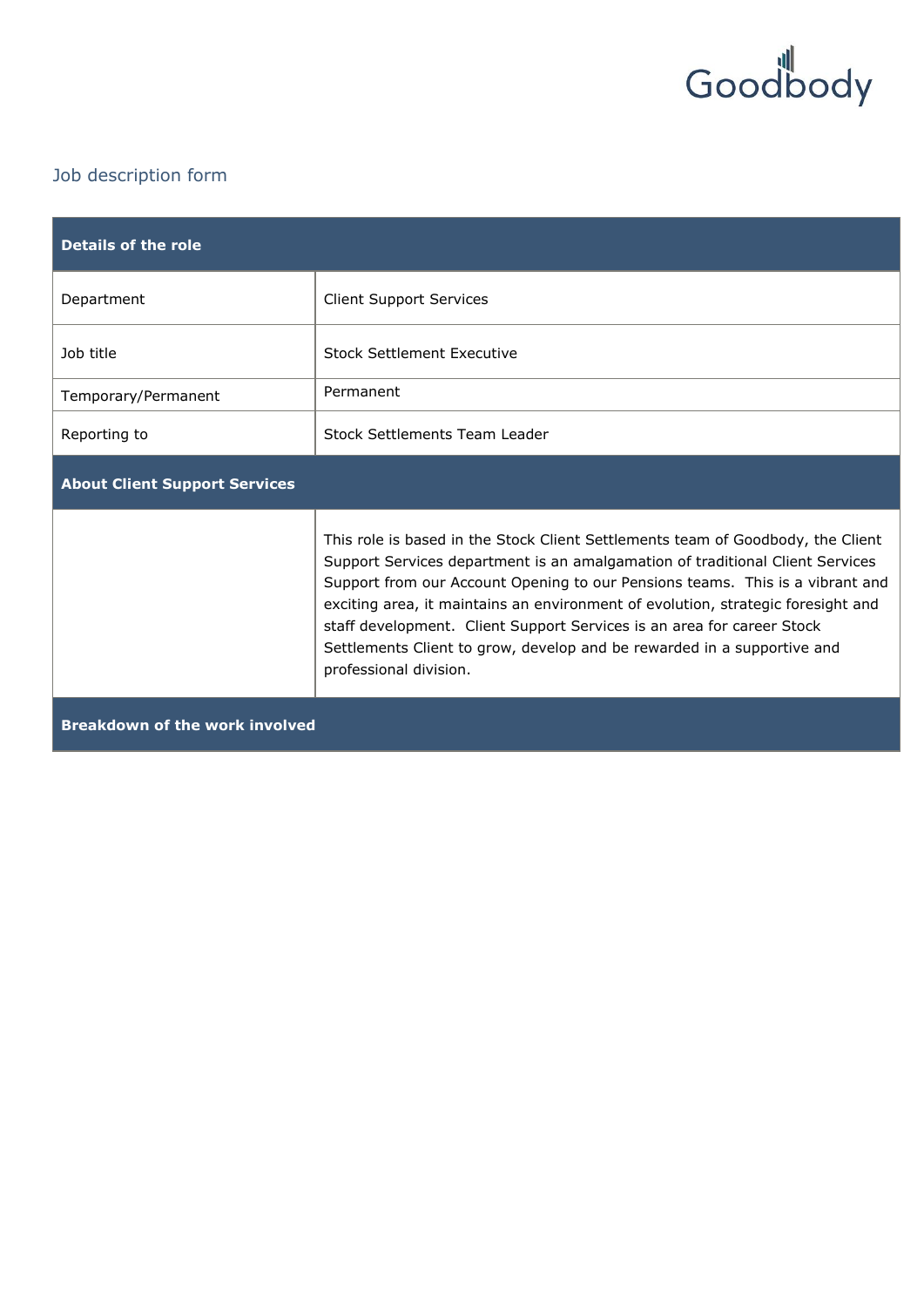Goodbody

## Job description form

| Details of the role | |
|---|---|
| Department | Client Support Services |
| Job title | Stock Settlement Executive |
| Temporary/Permanent | Permanent |
| Reporting to | Stock Settlements Team Leader |
| **About Client Support Services** | |
| | This role is based in the Stock Client Settlements team of Goodbody, the Client Support Services department is an amalgamation of traditional Client Services Support from our Account Opening to our Pensions teams.  This is a vibrant and exciting area, it maintains an environment of evolution, strategic foresight and staff development.  Client Support Services is an area for career Stock Settlements Client to grow, develop and be rewarded in a supportive and professional division. |
| **Breakdown of the work involved** | |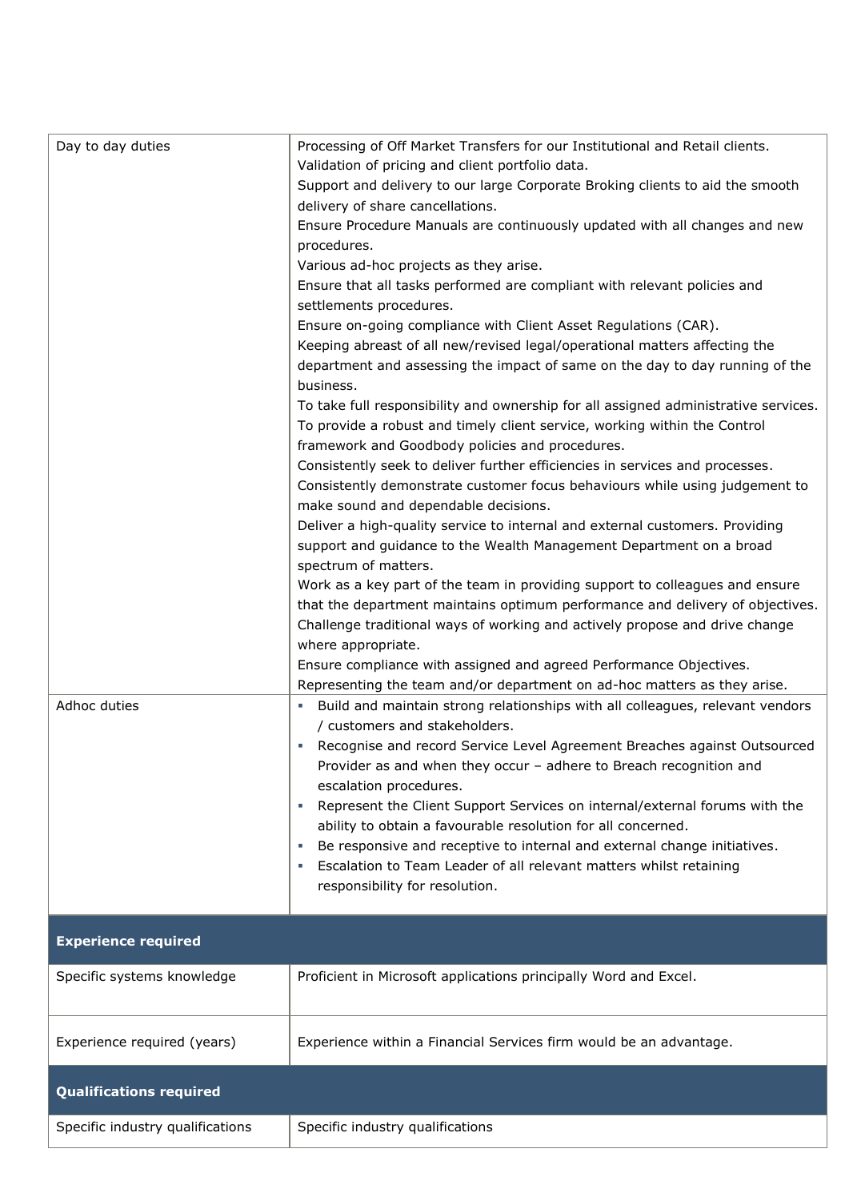| | |
|---|---|
| Day to day duties | Processing of Off Market Transfers for our Institutional and Retail clients.<br>Validation of pricing and client portfolio data.<br>Support and delivery to our large Corporate Broking clients to aid the smooth delivery of share cancellations.<br>Ensure Procedure Manuals are continuously updated with all changes and new procedures.<br>Various ad-hoc projects as they arise.<br>Ensure that all tasks performed are compliant with relevant policies and settlements procedures.<br>Ensure on-going compliance with Client Asset Regulations (CAR).<br>Keeping abreast of all new/revised legal/operational matters affecting the department and assessing the impact of same on the day to day running of the business.<br>To take full responsibility and ownership for all assigned administrative services.<br>To provide a robust and timely client service, working within the Control framework and Goodbody policies and procedures.<br>Consistently seek to deliver further efficiencies in services and processes.<br>Consistently demonstrate customer focus behaviours while using judgement to make sound and dependable decisions.<br>Deliver a high-quality service to internal and external customers. Providing support and guidance to the Wealth Management Department on a broad spectrum of matters.<br>Work as a key part of the team in providing support to colleagues and ensure that the department maintains optimum performance and delivery of objectives.<br>Challenge traditional ways of working and actively propose and drive change where appropriate.<br>Ensure compliance with assigned and agreed Performance Objectives.<br>Representing the team and/or department on ad-hoc matters as they arise. |
| Adhoc duties | ▪ Build and maintain strong relationships with all colleagues, relevant vendors / customers and stakeholders.<br>▪ Recognise and record Service Level Agreement Breaches against Outsourced Provider as and when they occur – adhere to Breach recognition and escalation procedures.<br>▪ Represent the Client Support Services on internal/external forums with the ability to obtain a favourable resolution for all concerned.<br>▪ Be responsive and receptive to internal and external change initiatives.<br>▪ Escalation to Team Leader of all relevant matters whilst retaining responsibility for resolution. |
| **Experience required** | |
| Specific systems knowledge | Proficient in Microsoft applications principally Word and Excel. |
| Experience required (years) | Experience within a Financial Services firm would be an advantage. |
| **Qualifications required** | |
| Specific industry qualifications | Specific industry qualifications |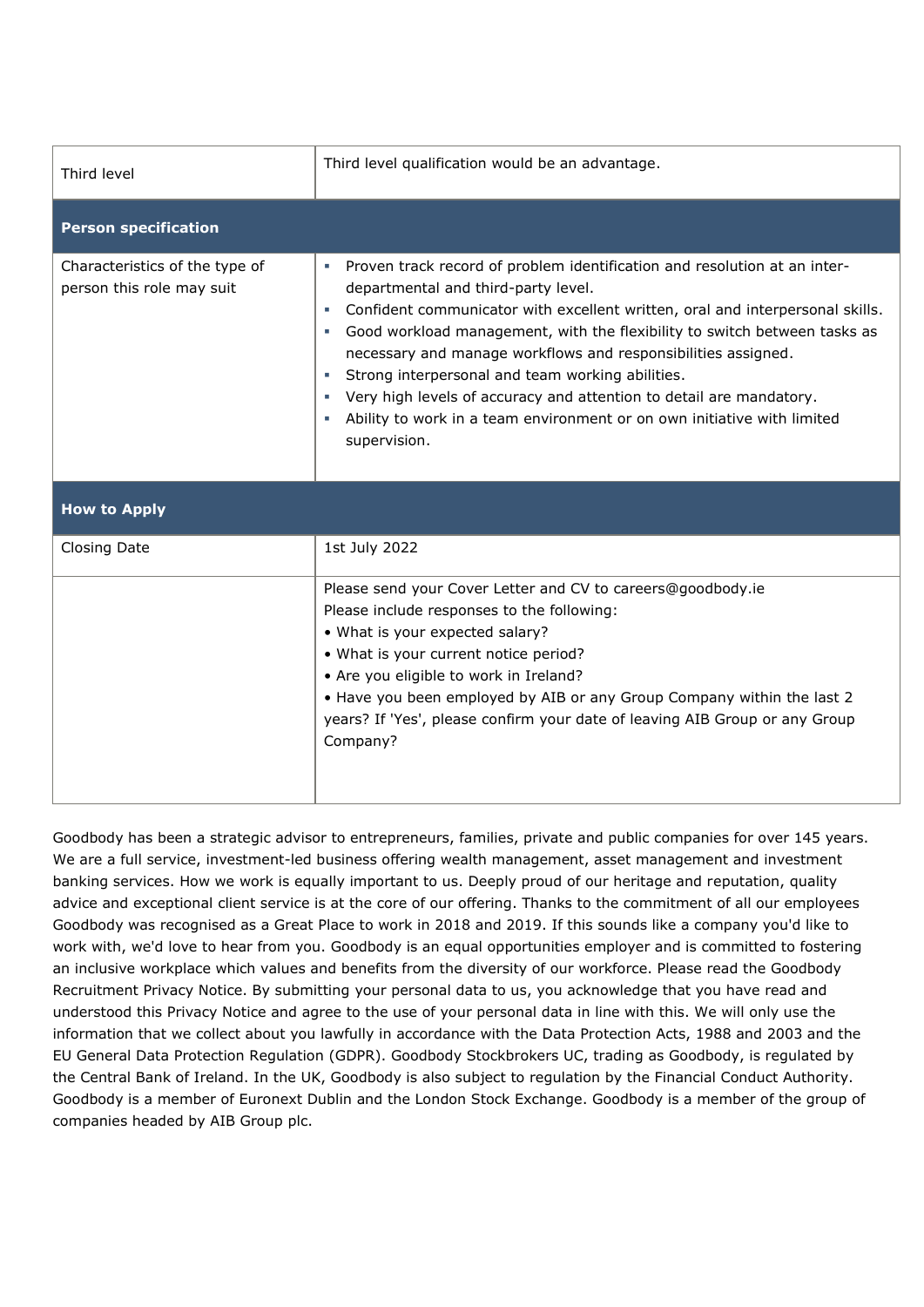| | |
|---|---|
| Third level | Third level qualification would be an advantage. |
| **Person specification** | |
| Characteristics of the type of person this role may suit | ▪ Proven track record of problem identification and resolution at an inter-departmental and third-party level.<br>▪ Confident communicator with excellent written, oral and interpersonal skills.<br>▪ Good workload management, with the flexibility to switch between tasks as necessary and manage workflows and responsibilities assigned.<br>▪ Strong interpersonal and team working abilities.<br>▪ Very high levels of accuracy and attention to detail are mandatory.<br>▪ Ability to work in a team environment or on own initiative with limited supervision. |
| **How to Apply** | |
| Closing Date | 1st July 2022 |
| | Please send your Cover Letter and CV to careers@goodbody.ie<br>Please include responses to the following:<br>• What is your expected salary?<br>• What is your current notice period?<br>• Are you eligible to work in Ireland?<br>• Have you been employed by AIB or any Group Company within the last 2 years? If 'Yes', please confirm your date of leaving AIB Group or any Group Company? |

Goodbody has been a strategic advisor to entrepreneurs, families, private and public companies for over 145 years. We are a full service, investment-led business offering wealth management, asset management and investment banking services. How we work is equally important to us. Deeply proud of our heritage and reputation, quality advice and exceptional client service is at the core of our offering. Thanks to the commitment of all our employees Goodbody was recognised as a Great Place to work in 2018 and 2019. If this sounds like a company you'd like to work with, we'd love to hear from you. Goodbody is an equal opportunities employer and is committed to fostering an inclusive workplace which values and benefits from the diversity of our workforce. Please read the Goodbody Recruitment Privacy Notice. By submitting your personal data to us, you acknowledge that you have read and understood this Privacy Notice and agree to the use of your personal data in line with this. We will only use the information that we collect about you lawfully in accordance with the Data Protection Acts, 1988 and 2003 and the EU General Data Protection Regulation (GDPR). Goodbody Stockbrokers UC, trading as Goodbody, is regulated by the Central Bank of Ireland. In the UK, Goodbody is also subject to regulation by the Financial Conduct Authority. Goodbody is a member of Euronext Dublin and the London Stock Exchange. Goodbody is a member of the group of companies headed by AIB Group plc.